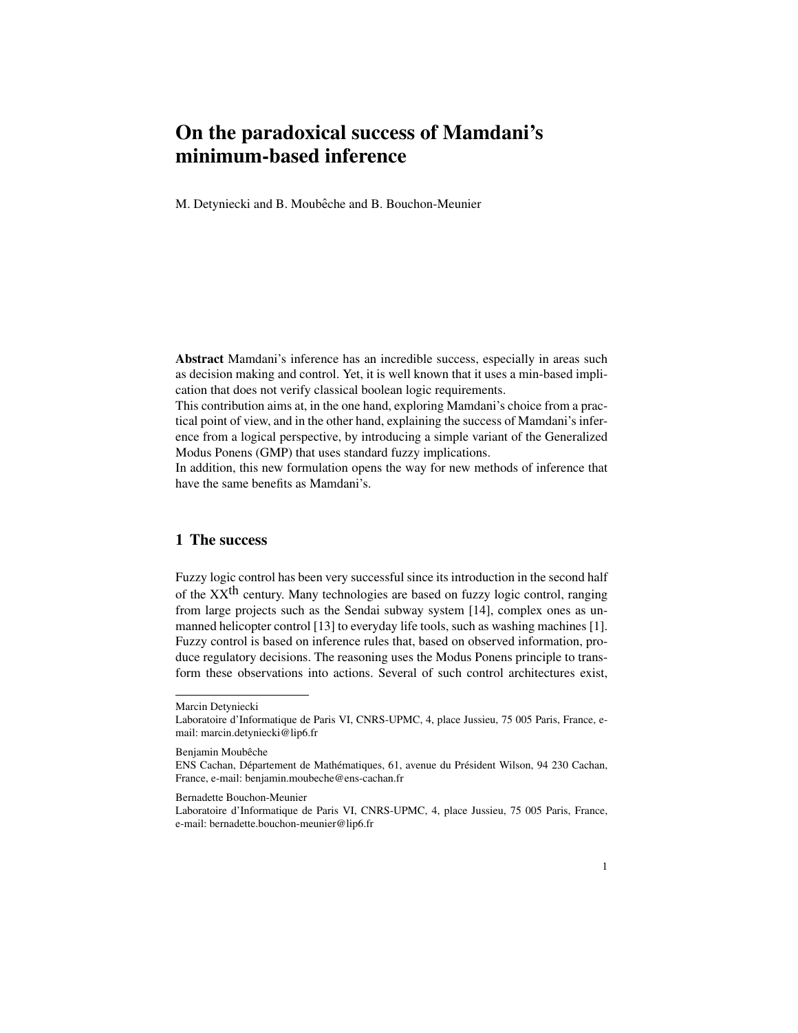# On the paradoxical success of Mamdani's minimum-based inference

M. Detyniecki and B. Moubêche and B. Bouchon-Meunier

**Abstract** Mamdani's inference has an incredible success, especially in areas such as decision making and control. Yet, it is well known that it uses a min-based implication that does not verify classical boolean logic requirements.
This contribution aims at, in the one hand, exploring Mamdani's choice from a practical point of view, and in the other hand, explaining the success of Mamdani's inference from a logical perspective, by introducing a simple variant of the Generalized Modus Ponens (GMP) that uses standard fuzzy implications.
In addition, this new formulation opens the way for new methods of inference that have the same benefits as Mamdani's.

## 1 The success

Fuzzy logic control has been very successful since its introduction in the second half of the XX$^{\text{th}}$ century. Many technologies are based on fuzzy logic control, ranging from large projects such as the Sendai subway system [14], complex ones as unmanned helicopter control [13] to everyday life tools, such as washing machines [1]. Fuzzy control is based on inference rules that, based on observed information, produce regulatory decisions. The reasoning uses the Modus Ponens principle to transform these observations into actions. Several of such control architectures exist,

---

Marcin Detyniecki
Laboratoire d'Informatique de Paris VI, CNRS-UPMC, 4, place Jussieu, 75 005 Paris, France, e-mail: marcin.detyniecki@lip6.fr

Benjamin Moubêche
ENS Cachan, Département de Mathématiques, 61, avenue du Président Wilson, 94 230 Cachan, France, e-mail: benjamin.moubeche@ens-cachan.fr

Bernadette Bouchon-Meunier
Laboratoire d'Informatique de Paris VI, CNRS-UPMC, 4, place Jussieu, 75 005 Paris, France, e-mail: bernadette.bouchon-meunier@lip6.fr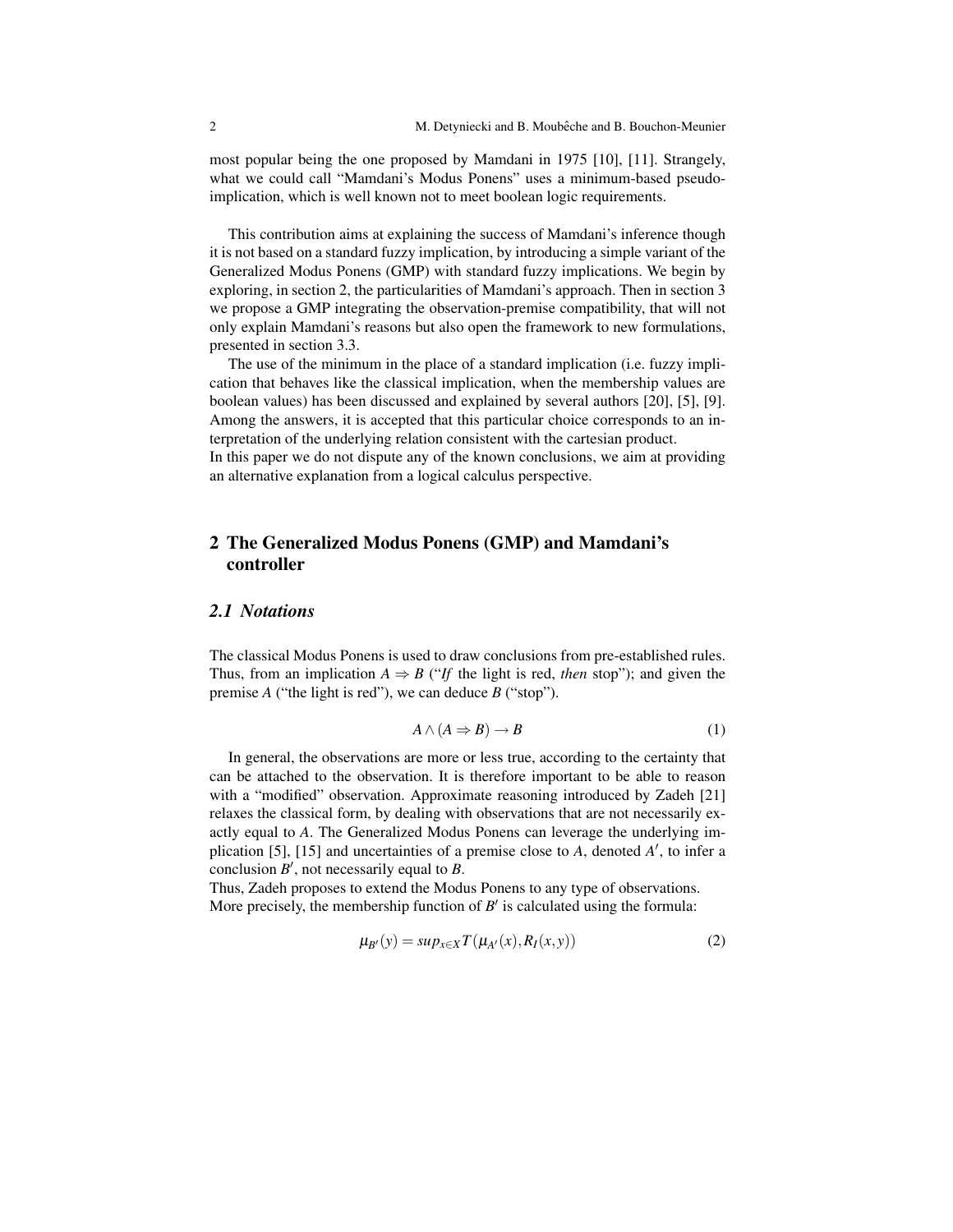most popular being the one proposed by Mamdani in 1975 [10], [11]. Strangely, what we could call "Mamdani's Modus Ponens" uses a minimum-based pseudo-implication, which is well known not to meet boolean logic requirements.

This contribution aims at explaining the success of Mamdani's inference though it is not based on a standard fuzzy implication, by introducing a simple variant of the Generalized Modus Ponens (GMP) with standard fuzzy implications. We begin by exploring, in section 2, the particularities of Mamdani's approach. Then in section 3 we propose a GMP integrating the observation-premise compatibility, that will not only explain Mamdani's reasons but also open the framework to new formulations, presented in section 3.3.

The use of the minimum in the place of a standard implication (i.e. fuzzy implication that behaves like the classical implication, when the membership values are boolean values) has been discussed and explained by several authors [20], [5], [9]. Among the answers, it is accepted that this particular choice corresponds to an interpretation of the underlying relation consistent with the cartesian product.
In this paper we do not dispute any of the known conclusions, we aim at providing an alternative explanation from a logical calculus perspective.

## 2 The Generalized Modus Ponens (GMP) and Mamdani's controller

### 2.1 Notations

The classical Modus Ponens is used to draw conclusions from pre-established rules. Thus, from an implication $A \Rightarrow B$ ("*If* the light is red, *then* stop"); and given the premise $A$ ("the light is red"), we can deduce $B$ ("stop").

$$A \wedge (A \Rightarrow B) \rightarrow B \tag{1}$$

In general, the observations are more or less true, according to the certainty that can be attached to the observation. It is therefore important to be able to reason with a "modified" observation. Approximate reasoning introduced by Zadeh [21] relaxes the classical form, by dealing with observations that are not necessarily exactly equal to $A$. The Generalized Modus Ponens can leverage the underlying implication [5], [15] and uncertainties of a premise close to $A$, denoted $A'$, to infer a conclusion $B'$, not necessarily equal to $B$.
Thus, Zadeh proposes to extend the Modus Ponens to any type of observations.
More precisely, the membership function of $B'$ is calculated using the formula:

$$\mu_{B'}(y) = sup_{x \in X} T(\mu_{A'}(x), R_I(x,y)) \tag{2}$$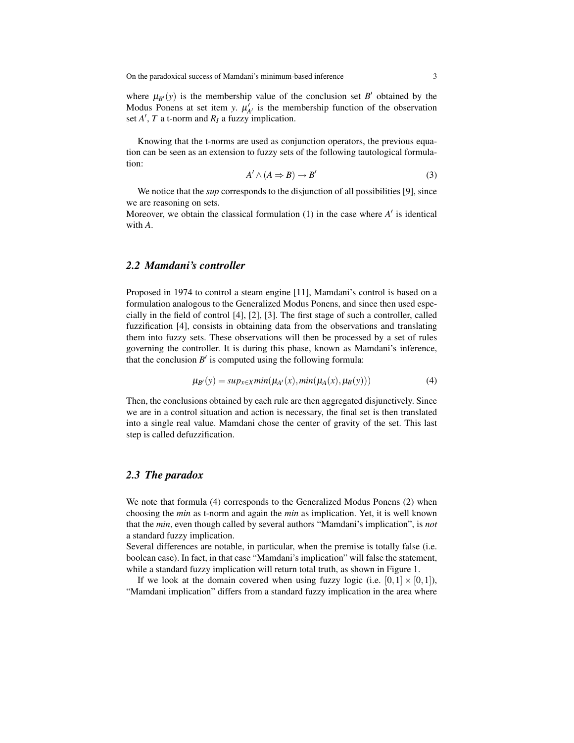where $\mu_{B'}(y)$ is the membership value of the conclusion set $B'$ obtained by the Modus Ponens at set item $y$. $\mu'_{A'}$ is the membership function of the observation set $A'$, $T$ a t-norm and $R_I$ a fuzzy implication.

Knowing that the t-norms are used as conjunction operators, the previous equation can be seen as an extension to fuzzy sets of the following tautological formulation:

$$A' \wedge (A \Rightarrow B) \rightarrow B' \tag{3}$$

We notice that the *sup* corresponds to the disjunction of all possibilities [9], since we are reasoning on sets.
Moreover, we obtain the classical formulation (1) in the case where $A'$ is identical with $A$.

### 2.2 Mamdani's controller

Proposed in 1974 to control a steam engine [11], Mamdani's control is based on a formulation analogous to the Generalized Modus Ponens, and since then used especially in the field of control [4], [2], [3]. The first stage of such a controller, called fuzzification [4], consists in obtaining data from the observations and translating them into fuzzy sets. These observations will then be processed by a set of rules governing the controller. It is during this phase, known as Mamdani's inference, that the conclusion $B'$ is computed using the following formula:

$$\mu_{B'}(y) = sup_{x \in X} min(\mu_{A'}(x), min(\mu_A(x), \mu_B(y))) \tag{4}$$

Then, the conclusions obtained by each rule are then aggregated disjunctively. Since we are in a control situation and action is necessary, the final set is then translated into a single real value. Mamdani chose the center of gravity of the set. This last step is called defuzzification.

### 2.3 The paradox

We note that formula (4) corresponds to the Generalized Modus Ponens (2) when choosing the *min* as t-norm and again the *min* as implication. Yet, it is well known that the *min*, even though called by several authors "Mamdani's implication", is *not* a standard fuzzy implication.
Several differences are notable, in particular, when the premise is totally false (i.e. boolean case). In fact, in that case "Mamdani's implication" will false the statement, while a standard fuzzy implication will return total truth, as shown in Figure 1.

If we look at the domain covered when using fuzzy logic (i.e. $[0,1] \times [0,1]$), "Mamdani implication" differs from a standard fuzzy implication in the area where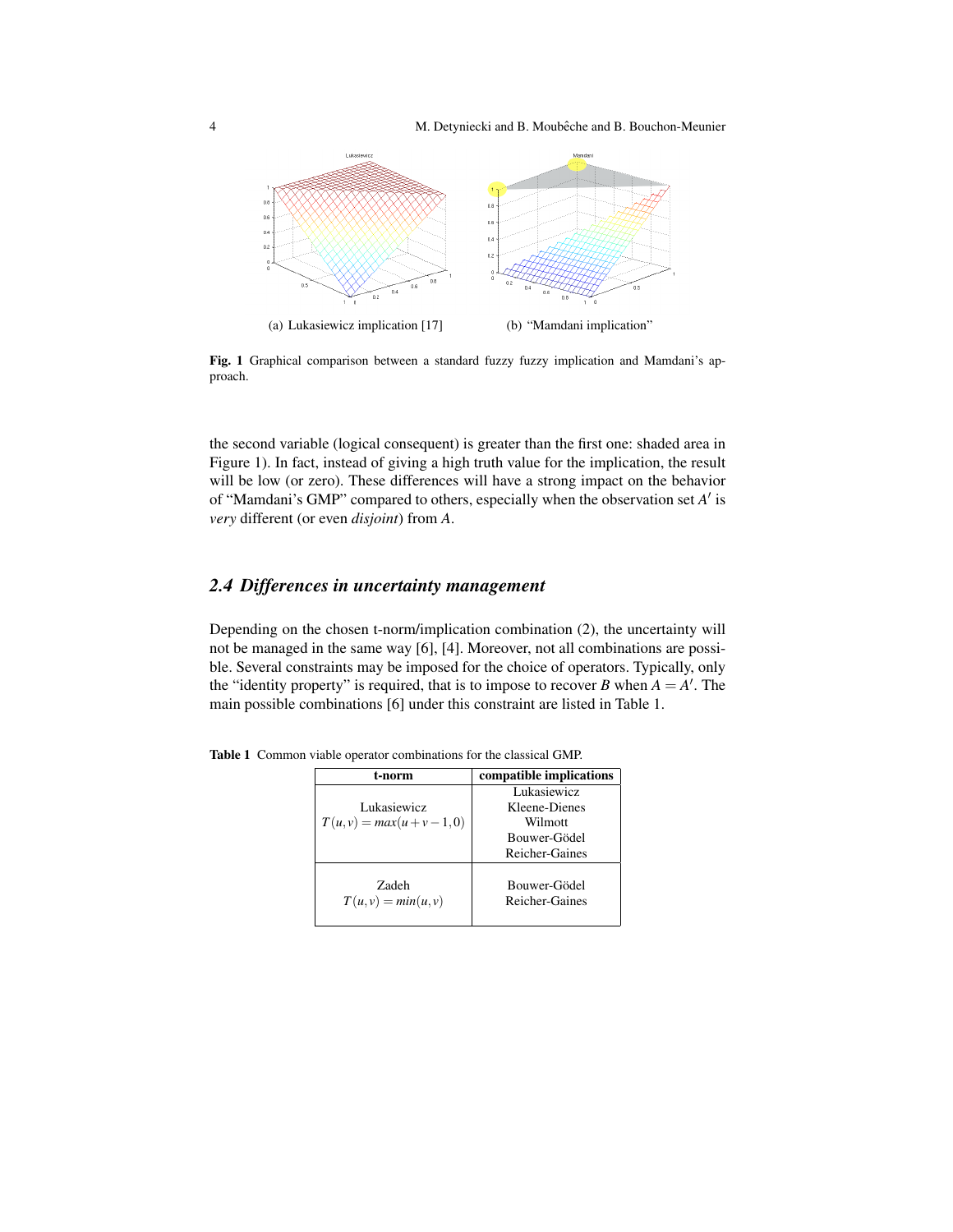(a) Lukasiewicz implication [17]

(b) "Mamdani implication"

**Fig. 1** Graphical comparison between a standard fuzzy fuzzy implication and Mamdani's approach.

the second variable (logical consequent) is greater than the first one: shaded area in Figure 1). In fact, instead of giving a high truth value for the implication, the result will be low (or zero). These differences will have a strong impact on the behavior of "Mamdani's GMP" compared to others, especially when the observation set $A'$ is *very* different (or even *disjoint*) from $A$.

### 2.4 Differences in uncertainty management

Depending on the chosen t-norm/implication combination (2), the uncertainty will not be managed in the same way [6], [4]. Moreover, not all combinations are possible. Several constraints may be imposed for the choice of operators. Typically, only the "identity property" is required, that is to impose to recover $B$ when $A = A'$. The main possible combinations [6] under this constraint are listed in Table 1.

**Table 1** Common viable operator combinations for the classical GMP.

| **t-norm** | **compatible implications** |
|---|---|
| Lukasiewicz $T(u,v) = max(u+v-1,0)$ | Lukasiewicz, Kleene-Dienes, Wilmott, Bouwer-Gödel, Reicher-Gaines |
| Zadeh $T(u,v) = min(u,v)$ | Bouwer-Gödel, Reicher-Gaines |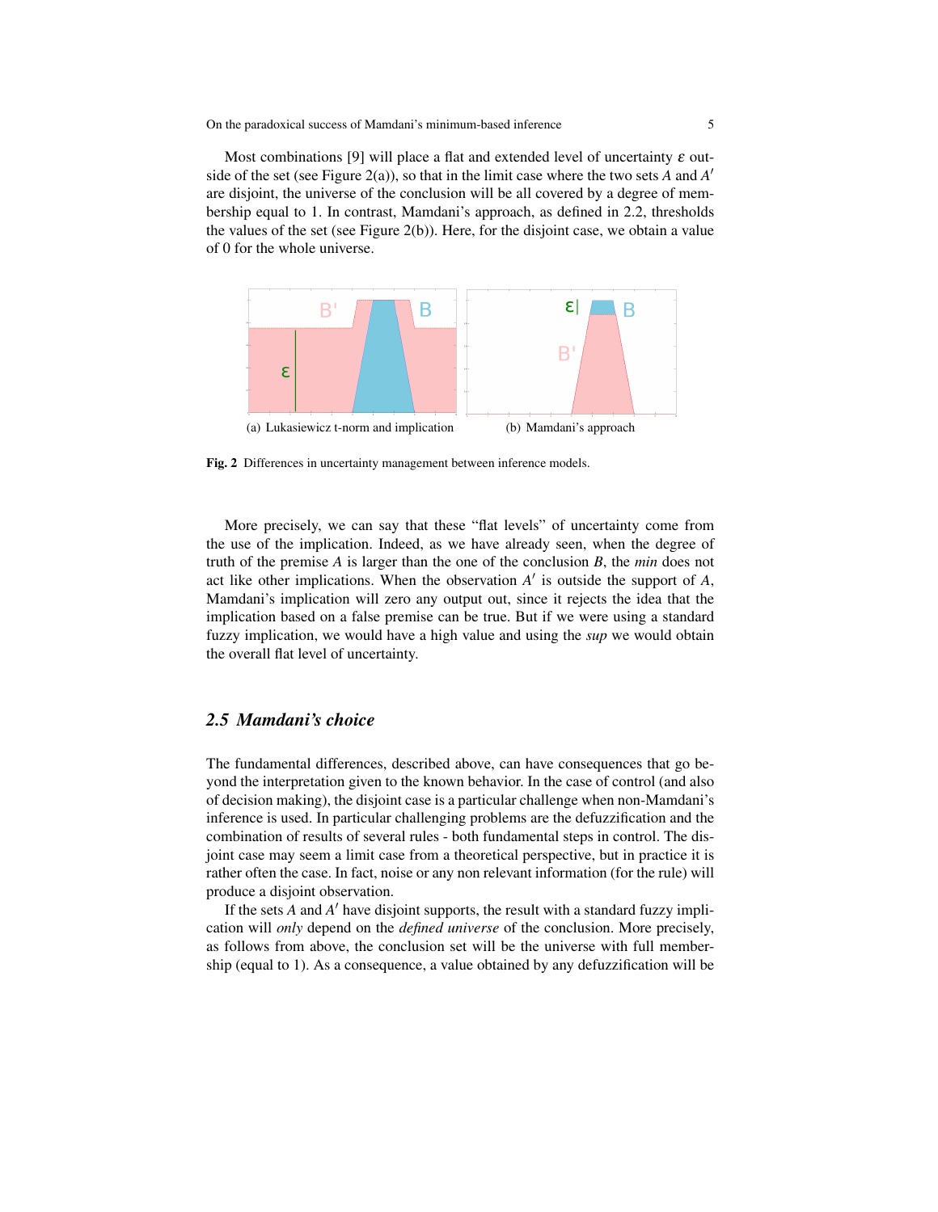Most combinations [9] will place a flat and extended level of uncertainty $\varepsilon$ outside of the set (see Figure 2(a)), so that in the limit case where the two sets $A$ and $A'$ are disjoint, the universe of the conclusion will be all covered by a degree of membership equal to 1. In contrast, Mamdani's approach, as defined in 2.2, thresholds the values of the set (see Figure 2(b)). Here, for the disjoint case, we obtain a value of 0 for the whole universe.

B'

B

ε

(a) Lukasiewicz t-norm and implication

ε

B

B'

(b) Mamdani's approach

**Fig. 2** Differences in uncertainty management between inference models.

More precisely, we can say that these "flat levels" of uncertainty come from the use of the implication. Indeed, as we have already seen, when the degree of truth of the premise $A$ is larger than the one of the conclusion $B$, the *min* does not act like other implications. When the observation $A'$ is outside the support of $A$, Mamdani's implication will zero any output out, since it rejects the idea that the implication based on a false premise can be true. But if we were using a standard fuzzy implication, we would have a high value and using the ***sup*** we would obtain the overall flat level of uncertainty.

## 2.5 Mamdani's choice

The fundamental differences, described above, can have consequences that go beyond the interpretation given to the known behavior. In the case of control (and also of decision making), the disjoint case is a particular challenge when non-Mamdani's inference is used. In particular challenging problems are the defuzzification and the combination of results of several rules - both fundamental steps in control. The disjoint case may seem a limit case from a theoretical perspective, but in practice it is rather often the case. In fact, noise or any non relevant information (for the rule) will produce a disjoint observation.

If the sets $A$ and $A'$ have disjoint supports, the result with a standard fuzzy implication will *only* depend on the *defined universe* of the conclusion. More precisely, as follows from above, the conclusion set will be the universe with full membership (equal to 1). As a consequence, a value obtained by any defuzzification will be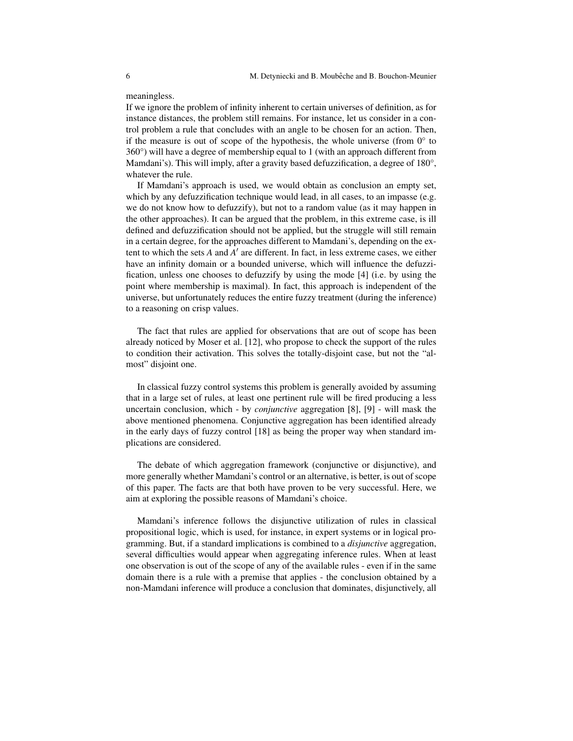meaningless.

If we ignore the problem of infinity inherent to certain universes of definition, as for instance distances, the problem still remains. For instance, let us consider in a control problem a rule that concludes with an angle to be chosen for an action. Then, if the measure is out of scope of the hypothesis, the whole universe (from $0°$ to $360°$) will have a degree of membership equal to 1 (with an approach different from Mamdani's). This will imply, after a gravity based defuzzification, a degree of $180°$, whatever the rule.

If Mamdani's approach is used, we would obtain as conclusion an empty set, which by any defuzzification technique would lead, in all cases, to an impasse (e.g. we do not know how to defuzzify), but not to a random value (as it may happen in the other approaches). It can be argued that the problem, in this extreme case, is ill defined and defuzzification should not be applied, but the struggle will still remain in a certain degree, for the approaches different to Mamdani's, depending on the extent to which the sets $A$ and $A'$ are different. In fact, in less extreme cases, we either have an infinity domain or a bounded universe, which will influence the defuzzification, unless one chooses to defuzzify by using the mode [4] (i.e. by using the point where membership is maximal). In fact, this approach is independent of the universe, but unfortunately reduces the entire fuzzy treatment (during the inference) to a reasoning on crisp values.

The fact that rules are applied for observations that are out of scope has been already noticed by Moser et al. [12], who propose to check the support of the rules to condition their activation. This solves the totally-disjoint case, but not the "almost" disjoint one.

In classical fuzzy control systems this problem is generally avoided by assuming that in a large set of rules, at least one pertinent rule will be fired producing a less uncertain conclusion, which - by *conjunctive* aggregation [8], [9] - will mask the above mentioned phenomena. Conjunctive aggregation has been identified already in the early days of fuzzy control [18] as being the proper way when standard implications are considered.

The debate of which aggregation framework (conjunctive or disjunctive), and more generally whether Mamdani's control or an alternative, is better, is out of scope of this paper. The facts are that both have proven to be very successful. Here, we aim at exploring the possible reasons of Mamdani's choice.

Mamdani's inference follows the disjunctive utilization of rules in classical propositional logic, which is used, for instance, in expert systems or in logical programming. But, if a standard implications is combined to a *disjunctive* aggregation, several difficulties would appear when aggregating inference rules. When at least one observation is out of the scope of any of the available rules - even if in the same domain there is a rule with a premise that applies - the conclusion obtained by a non-Mamdani inference will produce a conclusion that dominates, disjunctively, all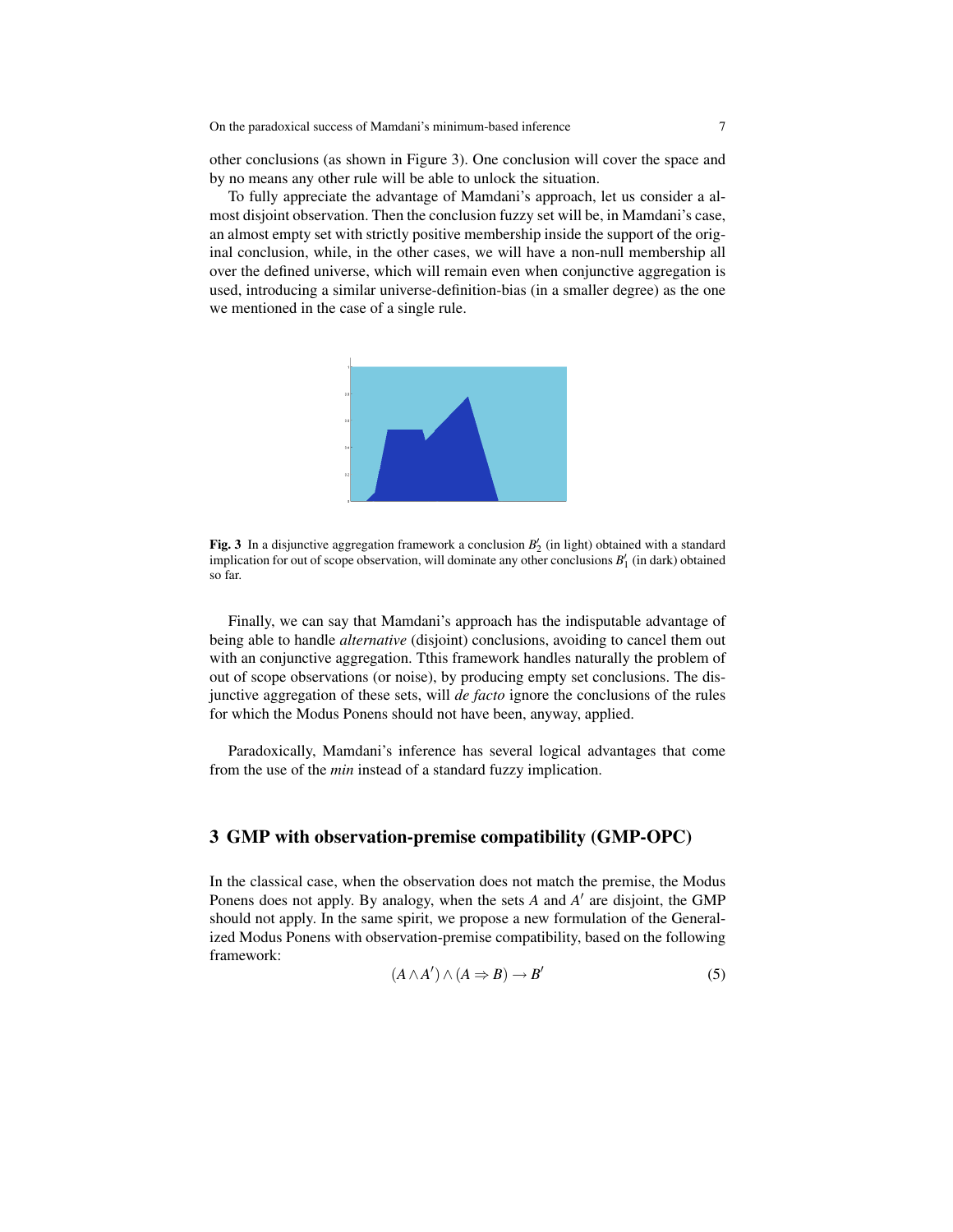other conclusions (as shown in Figure 3). One conclusion will cover the space and by no means any other rule will be able to unlock the situation.

To fully appreciate the advantage of Mamdani's approach, let us consider a almost disjoint observation. Then the conclusion fuzzy set will be, in Mamdani's case, an almost empty set with strictly positive membership inside the support of the original conclusion, while, in the other cases, we will have a non-null membership all over the defined universe, which will remain even when conjunctive aggregation is used, introducing a similar universe-definition-bias (in a smaller degree) as the one we mentioned in the case of a single rule.

**Fig. 3** In a disjunctive aggregation framework a conclusion $B'_2$ (in light) obtained with a standard implication for out of scope observation, will dominate any other conclusions $B'_1$ (in dark) obtained so far.

Finally, we can say that Mamdani's approach has the indisputable advantage of being able to handle *alternative* (disjoint) conclusions, avoiding to cancel them out with an conjunctive aggregation. Tthis framework handles naturally the problem of out of scope observations (or noise), by producing empty set conclusions. The disjunctive aggregation of these sets, will *de facto* ignore the conclusions of the rules for which the Modus Ponens should not have been, anyway, applied.

Paradoxically, Mamdani's inference has several logical advantages that come from the use of the *min* instead of a standard fuzzy implication.

## 3 GMP with observation-premise compatibility (GMP-OPC)

In the classical case, when the observation does not match the premise, the Modus Ponens does not apply. By analogy, when the sets $A$ and $A'$ are disjoint, the GMP should not apply. In the same spirit, we propose a new formulation of the Generalized Modus Ponens with observation-premise compatibility, based on the following framework:

$$(A \wedge A') \wedge (A \Rightarrow B) \rightarrow B' \tag{5}$$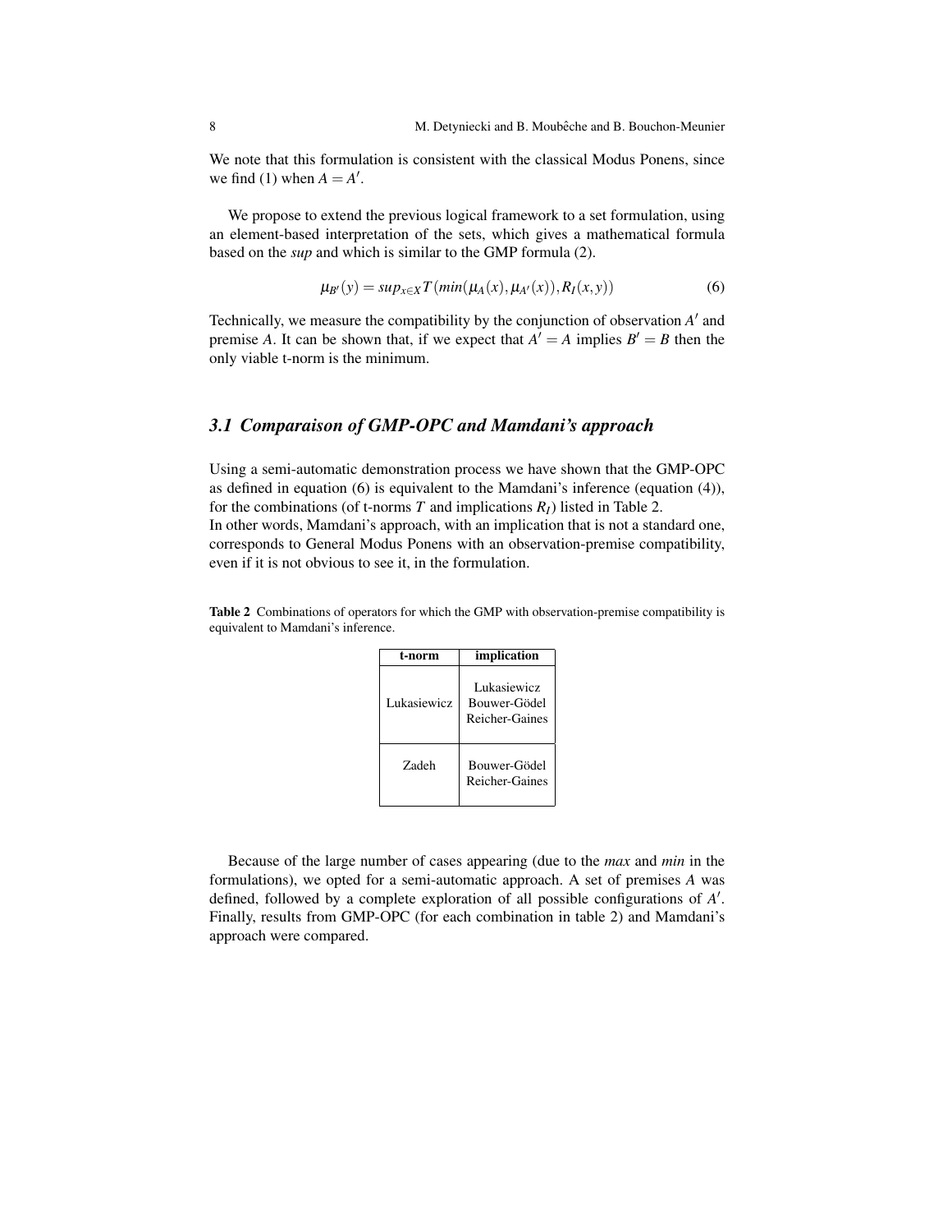We note that this formulation is consistent with the classical Modus Ponens, since we find (1) when $A = A'$.

We propose to extend the previous logical framework to a set formulation, using an element-based interpretation of the sets, which gives a mathematical formula based on the *sup* and which is similar to the GMP formula (2).

$$\mu_{B'}(y) = sup_{x \in X} T(min(\mu_A(x), \mu_{A'}(x)), R_I(x, y)) \tag{6}$$

Technically, we measure the compatibility by the conjunction of observation $A'$ and premise $A$. It can be shown that, if we expect that $A' = A$ implies $B' = B$ then the only viable t-norm is the minimum.

### *3.1 Comparaison of GMP-OPC and Mamdani's approach*

Using a semi-automatic demonstration process we have shown that the GMP-OPC as defined in equation (6) is equivalent to the Mamdani's inference (equation (4)), for the combinations (of t-norms $T$ and implications $R_I$) listed in Table 2.
In other words, Mamdani's approach, with an implication that is not a standard one, corresponds to General Modus Ponens with an observation-premise compatibility, even if it is not obvious to see it, in the formulation.

**Table 2** Combinations of operators for which the GMP with observation-premise compatibility is equivalent to Mamdani's inference.

| t-norm | implication |
|---|---|
| Lukasiewicz | Lukasiewicz<br>Bouwer-Gödel<br>Reicher-Gaines |
| Zadeh | Bouwer-Gödel<br>Reicher-Gaines |

Because of the large number of cases appearing (due to the *max* and *min* in the formulations), we opted for a semi-automatic approach. A set of premises $A$ was defined, followed by a complete exploration of all possible configurations of $A'$. Finally, results from GMP-OPC (for each combination in table 2) and Mamdani's approach were compared.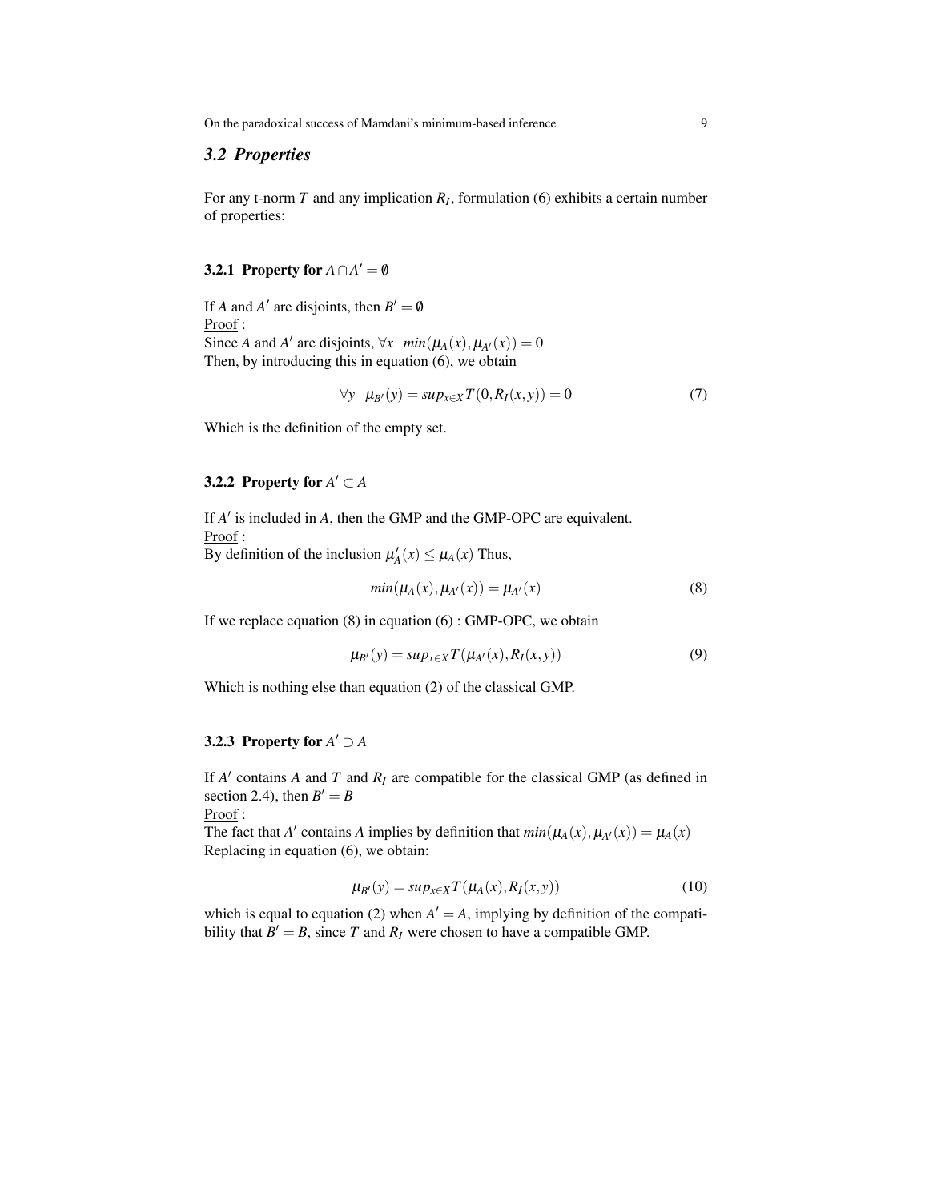## 3.2 Properties

For any t-norm $T$ and any implication $R_I$, formulation (6) exhibits a certain number of properties:

### 3.2.1 Property for $A \cap A' = \emptyset$

If $A$ and $A'$ are disjoints, then $B' = \emptyset$

Proof :

Since $A$ and $A'$ are disjoints, $\forall x \;\; min(\mu_A(x), \mu_{A'}(x)) = 0$

Then, by introducing this in equation (6), we obtain

$$\forall y \;\; \mu_{B'}(y) = sup_{x \in X} T(0, R_I(x,y)) = 0 \tag{7}$$

Which is the definition of the empty set.

### 3.2.2 Property for $A' \subset A$

If $A'$ is included in $A$, then the GMP and the GMP-OPC are equivalent.

Proof :

By definition of the inclusion $\mu_A'(x) \leq \mu_A(x)$ Thus,

$$min(\mu_A(x), \mu_{A'}(x)) = \mu_{A'}(x) \tag{8}$$

If we replace equation (8) in equation (6) : GMP-OPC, we obtain

$$\mu_{B'}(y) = sup_{x \in X} T(\mu_{A'}(x), R_I(x,y)) \tag{9}$$

Which is nothing else than equation (2) of the classical GMP.

### 3.2.3 Property for $A' \supset A$

If $A'$ contains $A$ and $T$ and $R_I$ are compatible for the classical GMP (as defined in section 2.4), then $B' = B$

Proof :

The fact that $A'$ contains $A$ implies by definition that $min(\mu_A(x), \mu_{A'}(x)) = \mu_A(x)$

Replacing in equation (6), we obtain:

$$\mu_{B'}(y) = sup_{x \in X} T(\mu_A(x), R_I(x,y)) \tag{10}$$

which is equal to equation (2) when $A' = A$, implying by definition of the compatibility that $B' = B$, since $T$ and $R_I$ were chosen to have a compatible GMP.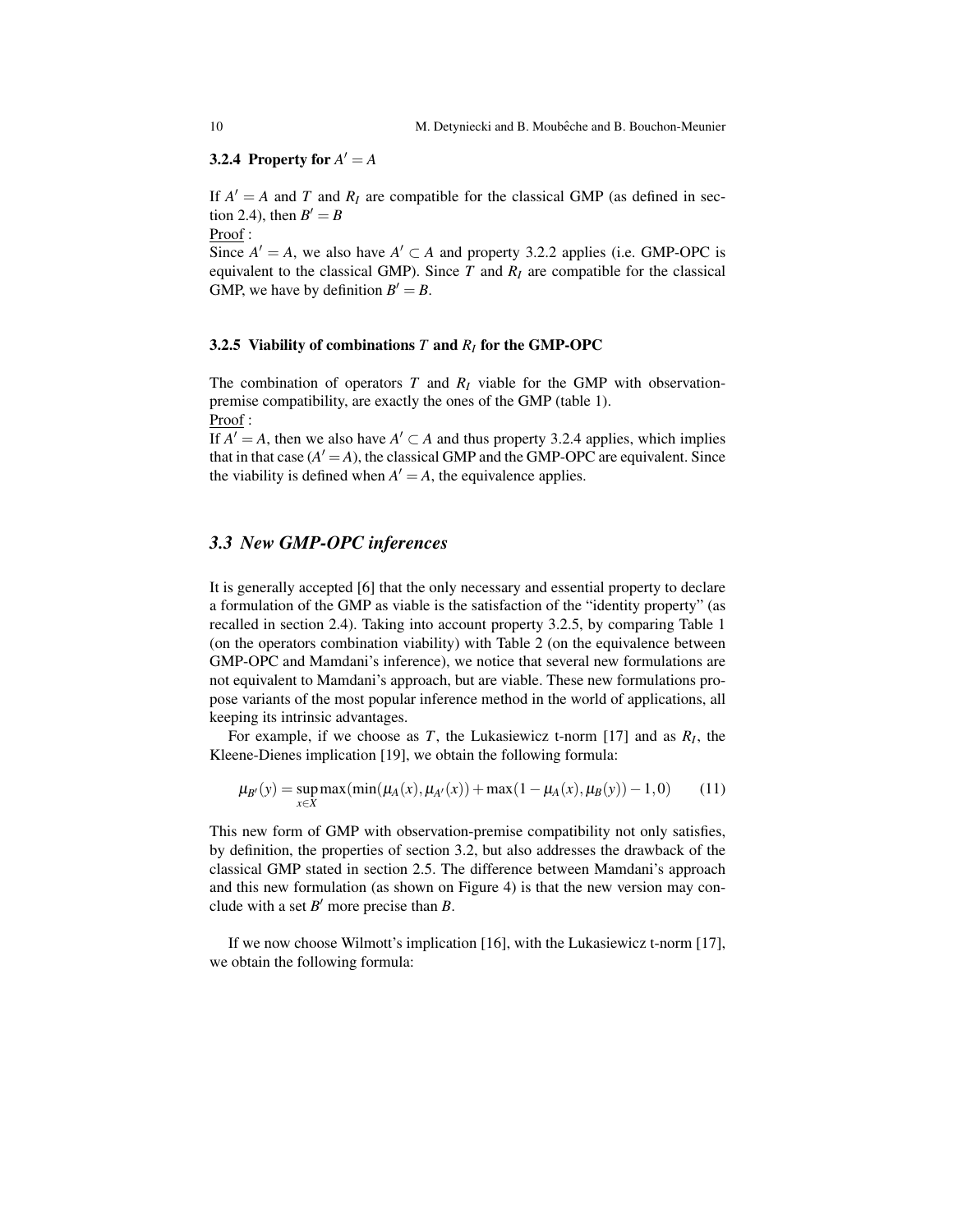#### 3.2.4 Property for $A' = A$

If $A' = A$ and $T$ and $R_I$ are compatible for the classical GMP (as defined in section 2.4), then $B' = B$

Proof :

Since $A' = A$, we also have $A' \subset A$ and property 3.2.2 applies (i.e. GMP-OPC is equivalent to the classical GMP). Since $T$ and $R_I$ are compatible for the classical GMP, we have by definition $B' = B$.

#### 3.2.5 Viability of combinations $T$ and $R_I$ for the GMP-OPC

The combination of operators $T$ and $R_I$ viable for the GMP with observation-premise compatibility, are exactly the ones of the GMP (table 1).

Proof :

If $A' = A$, then we also have $A' \subset A$ and thus property 3.2.4 applies, which implies that in that case ($A' = A$), the classical GMP and the GMP-OPC are equivalent. Since the viability is defined when $A' = A$, the equivalence applies.

### 3.3 New GMP-OPC inferences

It is generally accepted [6] that the only necessary and essential property to declare a formulation of the GMP as viable is the satisfaction of the "identity property" (as recalled in section 2.4). Taking into account property 3.2.5, by comparing Table 1 (on the operators combination viability) with Table 2 (on the equivalence between GMP-OPC and Mamdani's inference), we notice that several new formulations are not equivalent to Mamdani's approach, but are viable. These new formulations propose variants of the most popular inference method in the world of applications, all keeping its intrinsic advantages.

For example, if we choose as $T$, the Lukasiewicz t-norm [17] and as $R_I$, the Kleene-Dienes implication [19], we obtain the following formula:

$$\mu_{B'}(y) = \sup_{x \in X} \max(\min(\mu_A(x), \mu_{A'}(x)) + \max(1 - \mu_A(x), \mu_B(y)) - 1, 0) \qquad (11)$$

This new form of GMP with observation-premise compatibility not only satisfies, by definition, the properties of section 3.2, but also addresses the drawback of the classical GMP stated in section 2.5. The difference between Mamdani's approach and this new formulation (as shown on Figure 4) is that the new version may conclude with a set $B'$ more precise than $B$.

If we now choose Wilmott's implication [16], with the Lukasiewicz t-norm [17], we obtain the following formula: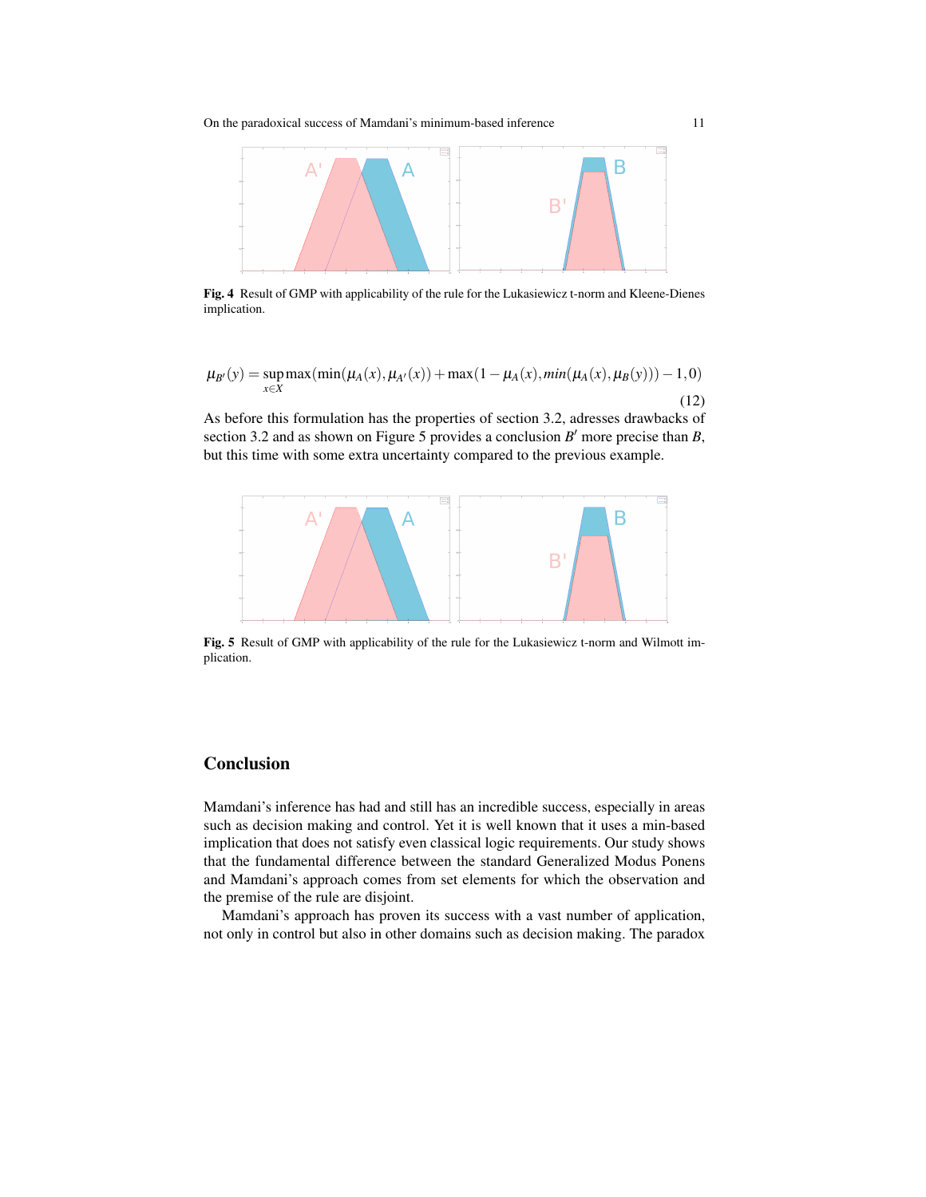Fig. 4 Result of GMP with applicability of the rule for the Lukasiewicz t-norm and Kleene-Dienes implication.

$$\mu_{B'}(y) = \sup_{x \in X} \max(\min(\mu_A(x), \mu_{A'}(x)) + \max(1 - \mu_A(x), min(\mu_A(x), \mu_B(y))) - 1, 0) \tag{12}$$

As before this formulation has the properties of section 3.2, adresses drawbacks of section 3.2 and as shown on Figure 5 provides a conclusion $B'$ more precise than $B$, but this time with some extra uncertainty compared to the previous example.

Fig. 5 Result of GMP with applicability of the rule for the Lukasiewicz t-norm and Wilmott implication.

## Conclusion

Mamdani's inference has had and still has an incredible success, especially in areas such as decision making and control. Yet it is well known that it uses a min-based implication that does not satisfy even classical logic requirements. Our study shows that the fundamental difference between the standard Generalized Modus Ponens and Mamdani's approach comes from set elements for which the observation and the premise of the rule are disjoint.

Mamdani's approach has proven its success with a vast number of application, not only in control but also in other domains such as decision making. The paradox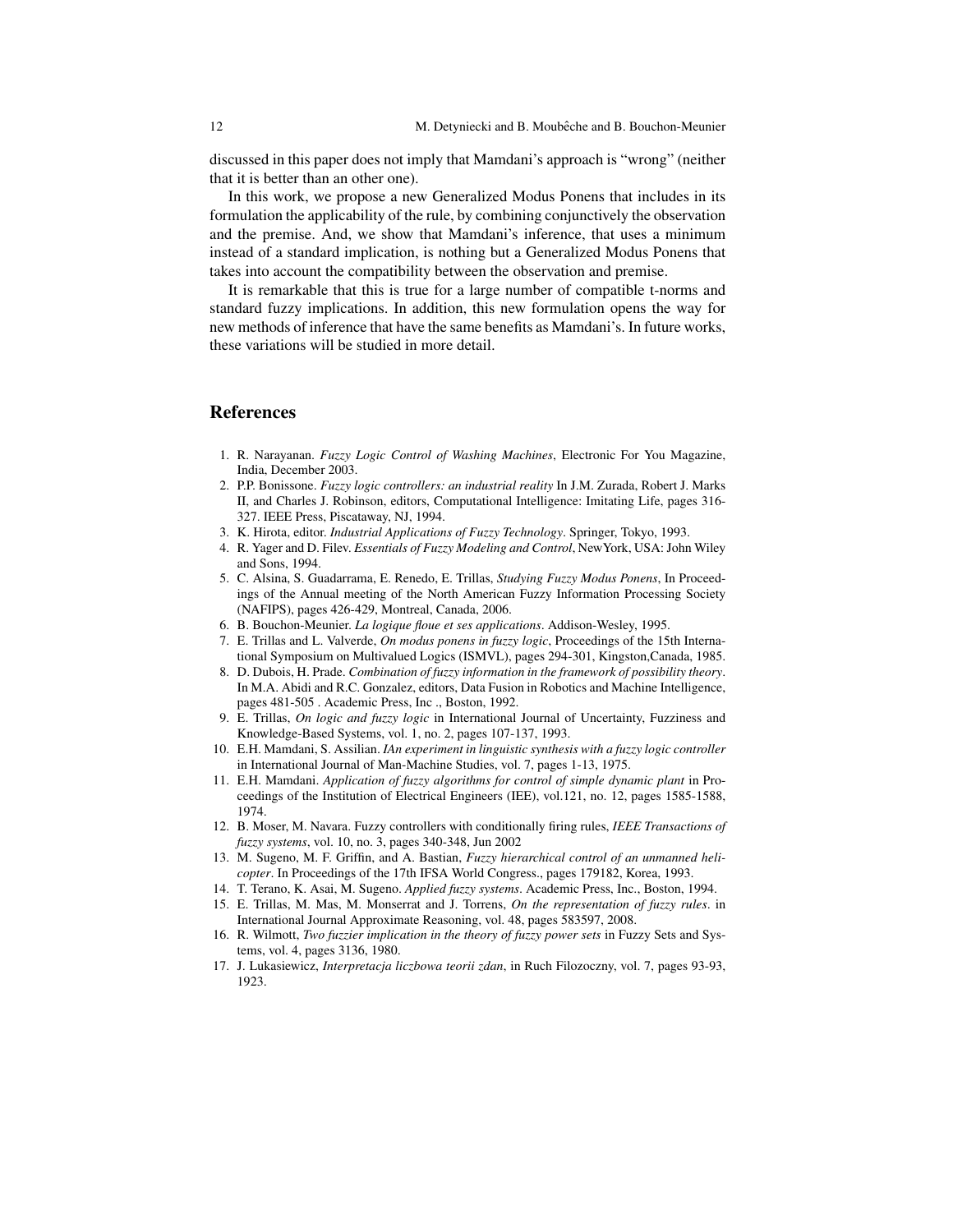discussed in this paper does not imply that Mamdani's approach is "wrong" (neither that it is better than an other one).

In this work, we propose a new Generalized Modus Ponens that includes in its formulation the applicability of the rule, by combining conjunctively the observation and the premise. And, we show that Mamdani's inference, that uses a minimum instead of a standard implication, is nothing but a Generalized Modus Ponens that takes into account the compatibility between the observation and premise.

It is remarkable that this is true for a large number of compatible t-norms and standard fuzzy implications. In addition, this new formulation opens the way for new methods of inference that have the same benefits as Mamdani's. In future works, these variations will be studied in more detail.

## References

1. R. Narayanan. *Fuzzy Logic Control of Washing Machines*, Electronic For You Magazine, India, December 2003.
2. P.P. Bonissone. *Fuzzy logic controllers: an industrial reality* In J.M. Zurada, Robert J. Marks II, and Charles J. Robinson, editors, Computational Intelligence: Imitating Life, pages 316-327. IEEE Press, Piscataway, NJ, 1994.
3. K. Hirota, editor. *Industrial Applications of Fuzzy Technology*. Springer, Tokyo, 1993.
4. R. Yager and D. Filev. *Essentials of Fuzzy Modeling and Control*, NewYork, USA: John Wiley and Sons, 1994.
5. C. Alsina, S. Guadarrama, E. Renedo, E. Trillas, *Studying Fuzzy Modus Ponens*, In Proceedings of the Annual meeting of the North American Fuzzy Information Processing Society (NAFIPS), pages 426-429, Montreal, Canada, 2006.
6. B. Bouchon-Meunier. *La logique floue et ses applications*. Addison-Wesley, 1995.
7. E. Trillas and L. Valverde, *On modus ponens in fuzzy logic*, Proceedings of the 15th International Symposium on Multivalued Logics (ISMVL), pages 294-301, Kingston,Canada, 1985.
8. D. Dubois, H. Prade. *Combination of fuzzy information in the framework of possibility theory*. In M.A. Abidi and R.C. Gonzalez, editors, Data Fusion in Robotics and Machine Intelligence, pages 481-505 . Academic Press, Inc ., Boston, 1992.
9. E. Trillas, *On logic and fuzzy logic* in International Journal of Uncertainty, Fuzziness and Knowledge-Based Systems, vol. 1, no. 2, pages 107-137, 1993.
10. E.H. Mamdani, S. Assilian. *IAn experiment in linguistic synthesis with a fuzzy logic controller* in International Journal of Man-Machine Studies, vol. 7, pages 1-13, 1975.
11. E.H. Mamdani. *Application of fuzzy algorithms for control of simple dynamic plant* in Proceedings of the Institution of Electrical Engineers (IEE), vol.121, no. 12, pages 1585-1588, 1974.
12. B. Moser, M. Navara. Fuzzy controllers with conditionally firing rules, *IEEE Transactions of fuzzy systems*, vol. 10, no. 3, pages 340-348, Jun 2002
13. M. Sugeno, M. F. Griffin, and A. Bastian, *Fuzzy hierarchical control of an unmanned helicopter*. In Proceedings of the 17th IFSA World Congress., pages 179182, Korea, 1993.
14. T. Terano, K. Asai, M. Sugeno. *Applied fuzzy systems*. Academic Press, Inc., Boston, 1994.
15. E. Trillas, M. Mas, M. Monserrat and J. Torrens, *On the representation of fuzzy rules*. in International Journal Approximate Reasoning, vol. 48, pages 583597, 2008.
16. R. Wilmott, *Two fuzzier implication in the theory of fuzzy power sets* in Fuzzy Sets and Systems, vol. 4, pages 3136, 1980.
17. J. Lukasiewicz, *Interpretacja liczbowa teorii zdan*, in Ruch Filozoczny, vol. 7, pages 93-93, 1923.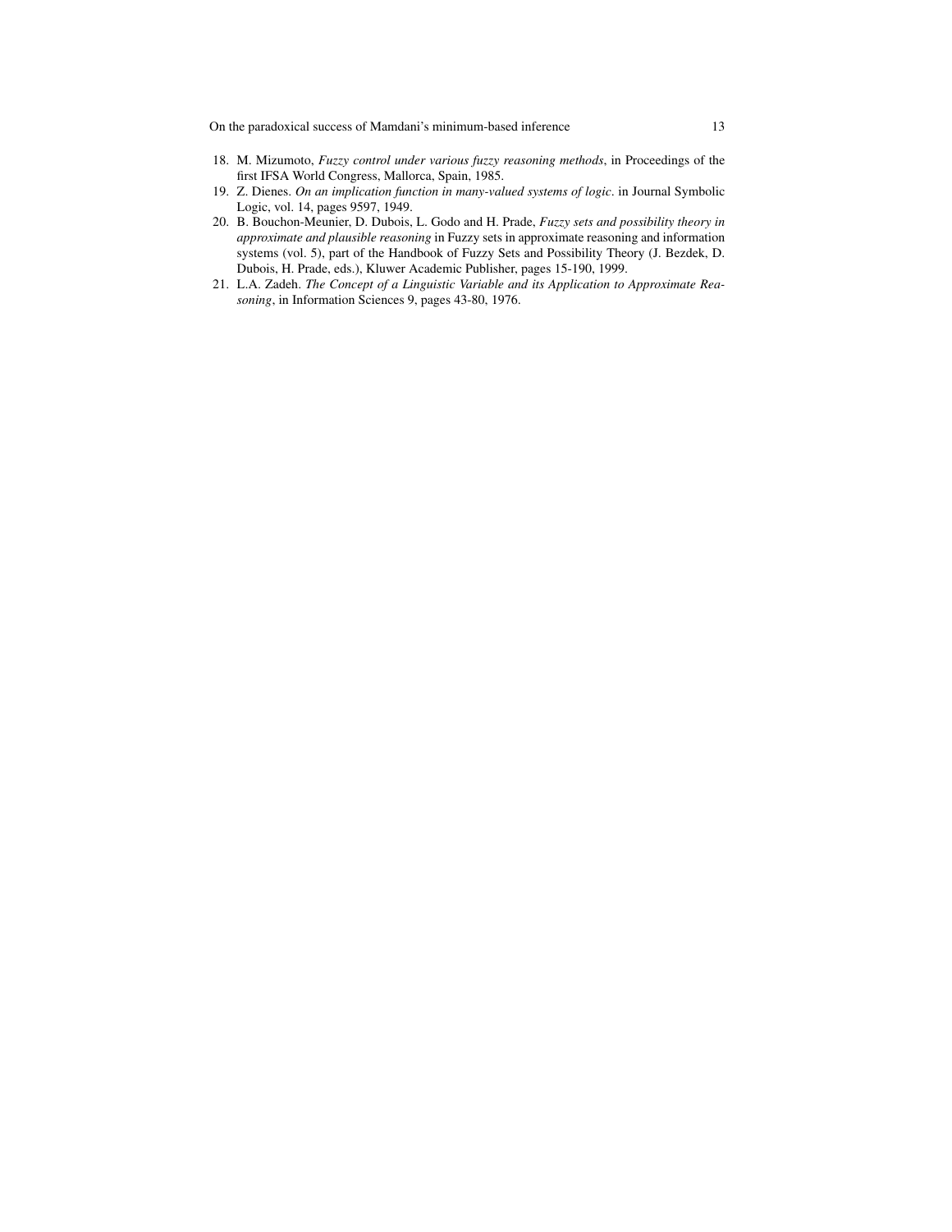18. M. Mizumoto, *Fuzzy control under various fuzzy reasoning methods*, in Proceedings of the first IFSA World Congress, Mallorca, Spain, 1985.
19. Z. Dienes. *On an implication function in many-valued systems of logic*. in Journal Symbolic Logic, vol. 14, pages 9597, 1949.
20. B. Bouchon-Meunier, D. Dubois, L. Godo and H. Prade, *Fuzzy sets and possibility theory in approximate and plausible reasoning* in Fuzzy sets in approximate reasoning and information systems (vol. 5), part of the Handbook of Fuzzy Sets and Possibility Theory (J. Bezdek, D. Dubois, H. Prade, eds.), Kluwer Academic Publisher, pages 15-190, 1999.
21. L.A. Zadeh. *The Concept of a Linguistic Variable and its Application to Approximate Reasoning*, in Information Sciences 9, pages 43-80, 1976.